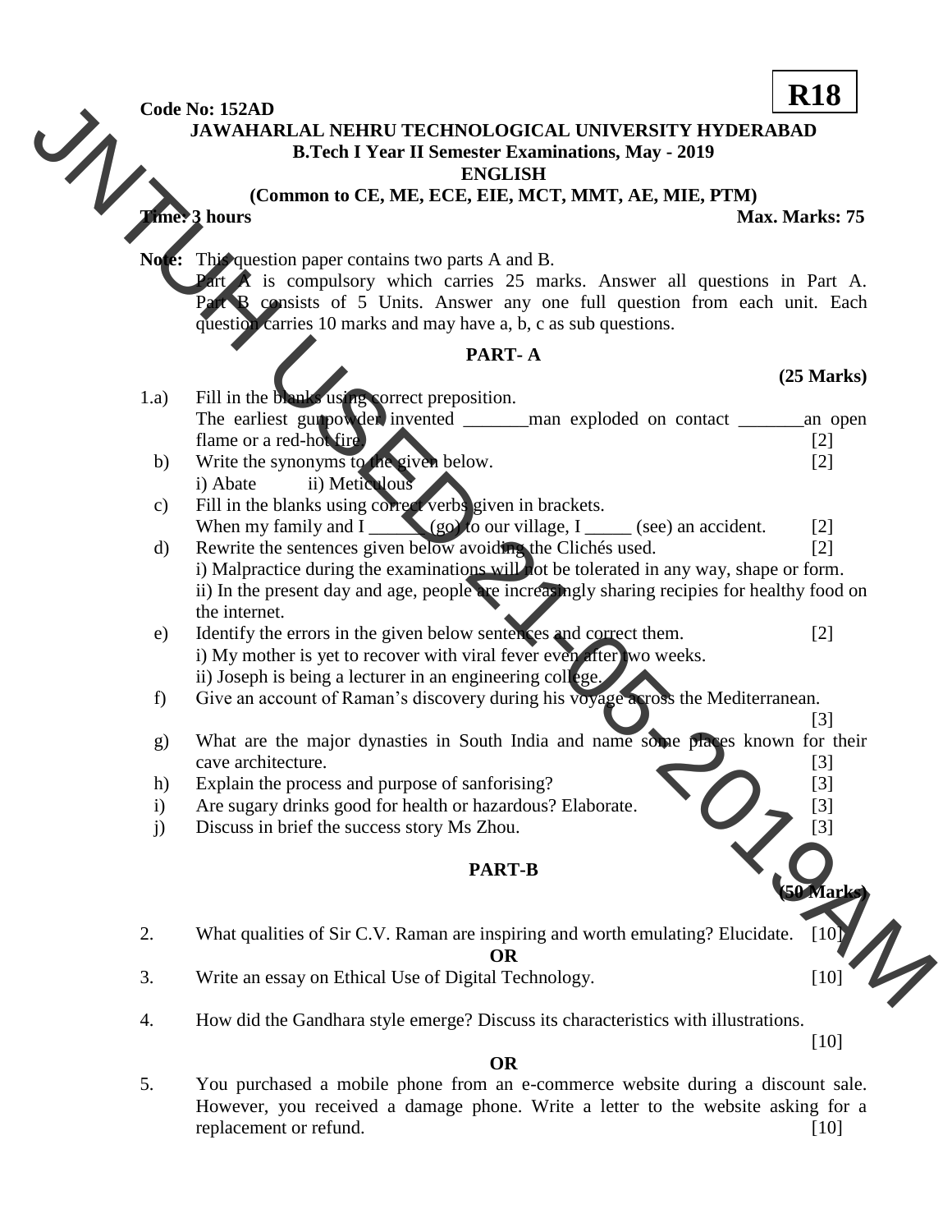**Code No: 152AD** **R18**

**JAWAHARLAL NEHRU TECHNOLOGICAL UNIVERSITY HYDERABAD**

**B.Tech I Year II Semester Examinations, May - 2019**

**ENGLISH**

**(Common to CE, ME, ECE, EIE, MCT, MMT, AE, MIE, PTM)**

**Time: 3 hours** **Max. Marks: 75**

**Note:** This question paper contains two parts A and B.
Part A is compulsory which carries 25 marks. Answer all questions in Part A. Part B consists of 5 Units. Answer any one full question from each unit. Each question carries 10 marks and may have a, b, c as sub questions.

## PART- A

**(25 Marks)**

1.a) Fill in the blanks using correct preposition.
The earliest gunpowder invented _______man exploded on contact _______an open flame or a red-hot fire. [2]

b) Write the synonyms to the given below. [2]
i) Abate ii) Meticulous

c) Fill in the blanks using correct verbs given in brackets.
When my family and I ______ (go) to our village, I _____ (see) an accident. [2]

d) Rewrite the sentences given below avoiding the Clichés used. [2]
i) Malpractice during the examinations will not be tolerated in any way, shape or form.
ii) In the present day and age, people are increasingly sharing recipies for healthy food on the internet.

e) Identify the errors in the given below sentences and correct them. [2]
i) My mother is yet to recover with viral fever even after two weeks.
ii) Joseph is being a lecturer in an engineering college.

f) Give an account of Raman's discovery during his voyage across the Mediterranean. [3]

g) What are the major dynasties in South India and name some places known for their cave architecture. [3]

h) Explain the process and purpose of sanforising? [3]

i) Are sugary drinks good for health or hazardous? Elaborate. [3]

j) Discuss in brief the success story Ms Zhou. [3]

## PART-B

**(50 Marks)**

2. What qualities of Sir C.V. Raman are inspiring and worth emulating? Elucidate. [10]

**OR**

3. Write an essay on Ethical Use of Digital Technology. [10]

4. How did the Gandhara style emerge? Discuss its characteristics with illustrations. [10]

**OR**

5. You purchased a mobile phone from an e-commerce website during a discount sale. However, you received a damage phone. Write a letter to the website asking for a replacement or refund. [10]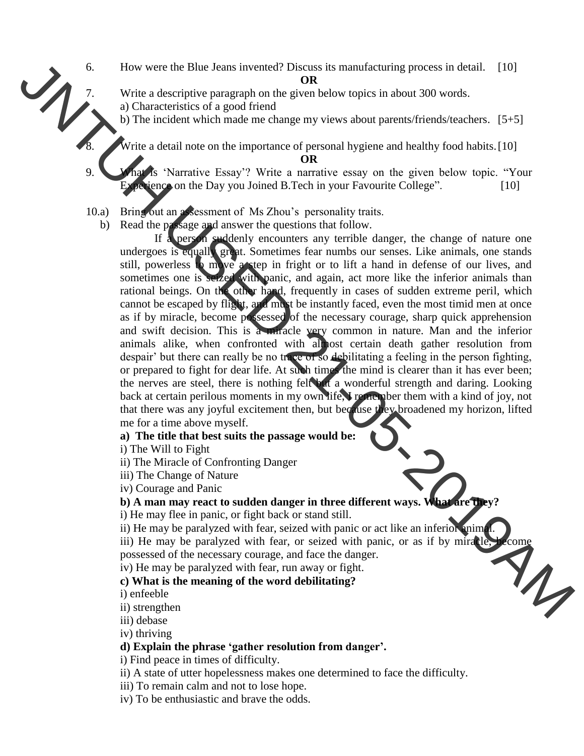6. How were the Blue Jeans invented? Discuss its manufacturing process in detail. [10]

**OR**

7. Write a descriptive paragraph on the given below topics in about 300 words.
   a) Characteristics of a good friend
   b) The incident which made me change my views about parents/friends/teachers. [5+5]

8. Write a detail note on the importance of personal hygiene and healthy food habits. [10]

**OR**

9. What is 'Narrative Essay'? Write a narrative essay on the given below topic. "Your Experience on the Day you Joined B.Tech in your Favourite College". [10]

10.a) Bring out an assessment of Ms Zhou's personality traits.

b) Read the passage and answer the questions that follow.

If a person suddenly encounters any terrible danger, the change of nature one undergoes is equally great. Sometimes fear numbs our senses. Like animals, one stands still, powerless to move a step in fright or to lift a hand in defense of our lives, and sometimes one is seized with panic, and again, act more like the inferior animals than rational beings. On the other hand, frequently in cases of sudden extreme peril, which cannot be escaped by flight, and must be instantly faced, even the most timid men at once as if by miracle, become possessed of the necessary courage, sharp quick apprehension and swift decision. This is a miracle very common in nature. Man and the inferior animals alike, when confronted with almost certain death gather resolution from despair' but there can really be no trace of so debilitating a feeling in the person fighting, or prepared to fight for dear life. At such times the mind is clearer than it has ever been; the nerves are steel, there is nothing felt but a wonderful strength and daring. Looking back at certain perilous moments in my own life, I remember them with a kind of joy, not that there was any joyful excitement then, but because they broadened my horizon, lifted me for a time above myself.

**a) The title that best suits the passage would be:**

i) The Will to Fight
ii) The Miracle of Confronting Danger
iii) The Change of Nature
iv) Courage and Panic

**b) A man may react to sudden danger in three different ways. What are they?**

i) He may flee in panic, or fight back or stand still.
ii) He may be paralyzed with fear, seized with panic or act like an inferior animal.
iii) He may be paralyzed with fear, or seized with panic, or as if by miracle, become possessed of the necessary courage, and face the danger.
iv) He may be paralyzed with fear, run away or fight.

**c) What is the meaning of the word debilitating?**

i) enfeeble
ii) strengthen
iii) debase
iv) thriving

**d) Explain the phrase 'gather resolution from danger'.**

i) Find peace in times of difficulty.
ii) A state of utter hopelessness makes one determined to face the difficulty.
iii) To remain calm and not to lose hope.
iv) To be enthusiastic and brave the odds.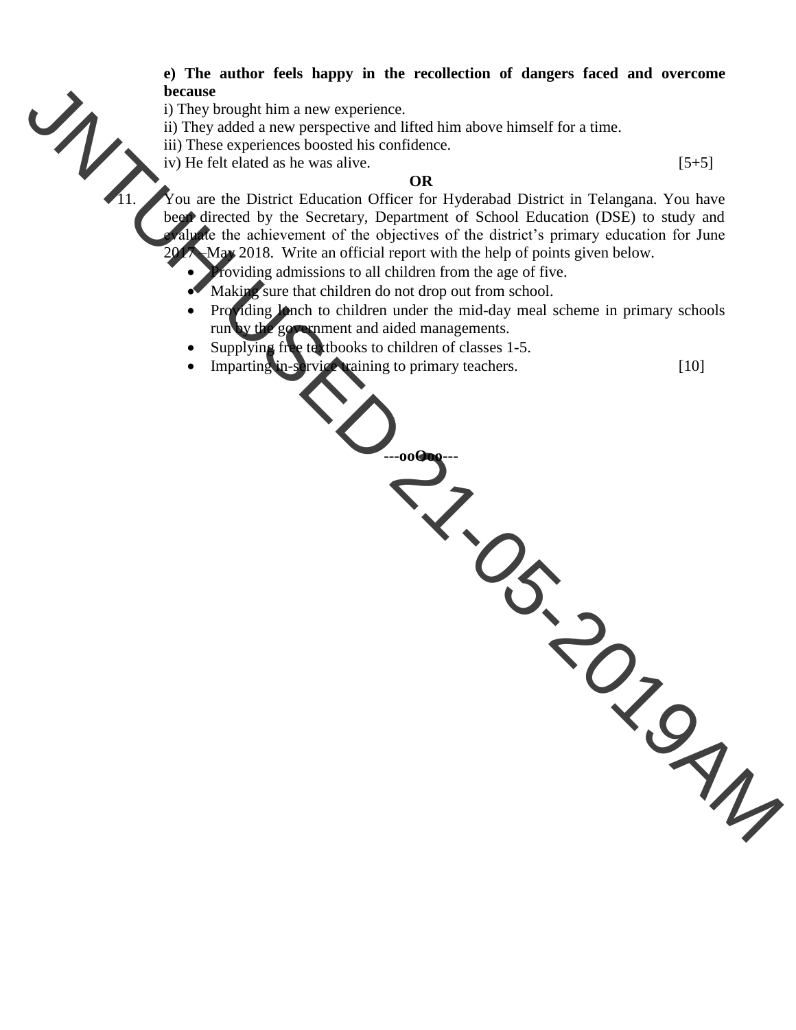**e) The author feels happy in the recollection of dangers faced and overcome because**

i) They brought him a new experience.
ii) They added a new perspective and lifted him above himself for a time.
iii) These experiences boosted his confidence.
iv) He felt elated as he was alive. [5+5]

**OR**

11. You are the District Education Officer for Hyderabad District in Telangana. You have been directed by the Secretary, Department of School Education (DSE) to study and evaluate the achievement of the objectives of the district's primary education for June 2017 –May 2018. Write an official report with the help of points given below.
    - Providing admissions to all children from the age of five.
    - Making sure that children do not drop out from school.
    - Providing lunch to children under the mid-day meal scheme in primary schools run by the government and aided managements.
    - Supplying free textbooks to children of classes 1-5.
    - Imparting in-service training to primary teachers. [10]

---ooOoo---